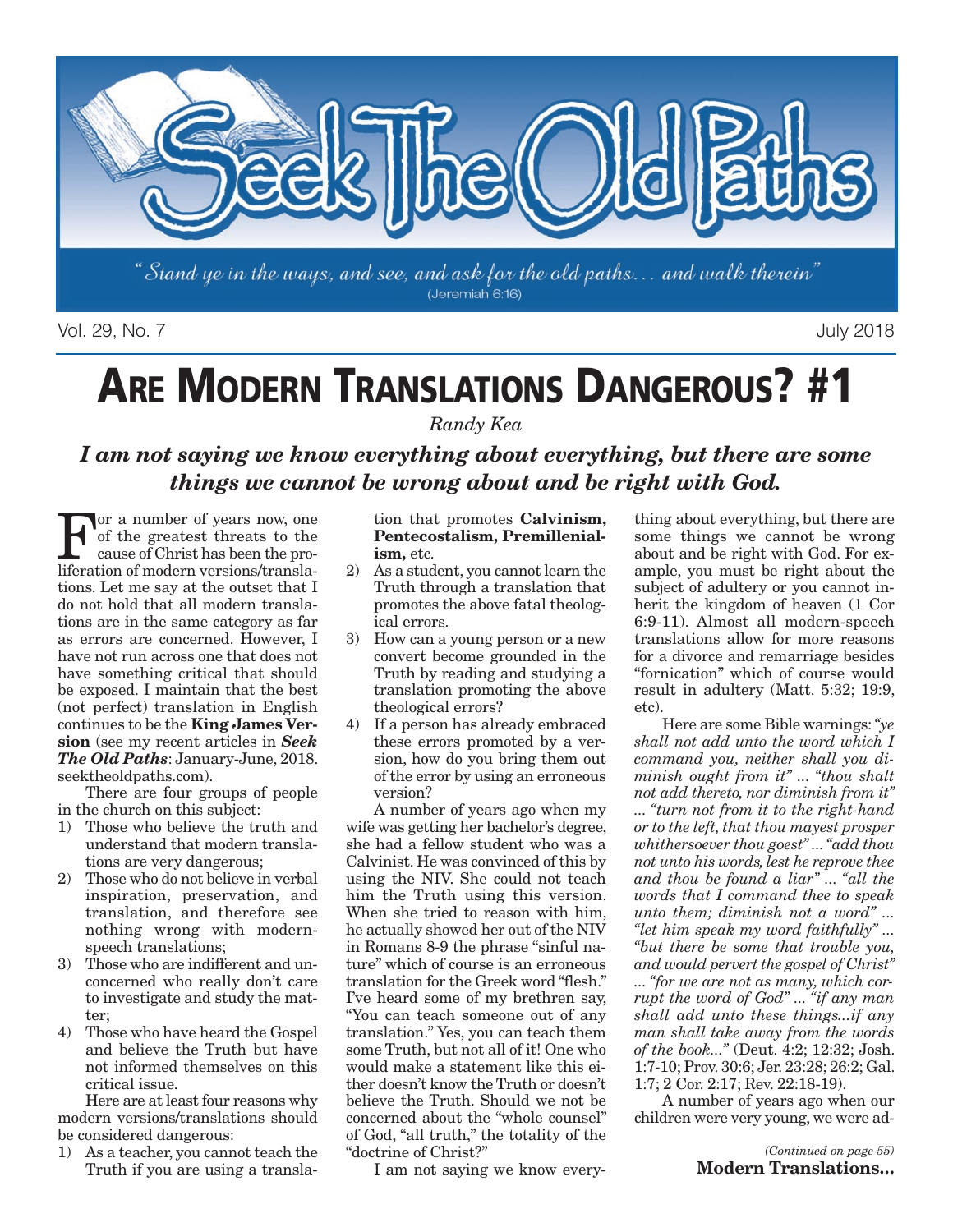# Seek The Old Paths

*"Stand ye in the ways, and see, and ask for the old paths... and walk therein"* (Jeremiah 6:16)

Vol. 29, No. 7 July 2018

## ARE MODERN TRANSLATIONS DANGEROUS? #1

*Randy Kea*

***I am not saying we know everything about everything, but there are some things we cannot be wrong about and be right with God.***

For a number of years now, one of the greatest threats to the cause of Christ has been the proliferation of modern versions/translations. Let me say at the outset that I do not hold that all modern translations are in the same category as far as errors are concerned. However, I have not run across one that does not have something critical that should be exposed. I maintain that the best (not perfect) translation in English continues to be the **King James Version** (see my recent articles in ***Seek The Old Paths***: January-June, 2018. seektheoldpaths.com).

There are four groups of people in the church on this subject:

1) Those who believe the truth and understand that modern translations are very dangerous;
2) Those who do not believe in verbal inspiration, preservation, and translation, and therefore see nothing wrong with modern-speech translations;
3) Those who are indifferent and unconcerned who really don't care to investigate and study the matter;
4) Those who have heard the Gospel and believe the Truth but have not informed themselves on this critical issue.

Here are at least four reasons why modern versions/translations should be considered dangerous:

1) As a teacher, you cannot teach the Truth if you are using a translation that promotes **Calvinism, Pentecostalism, Premillenialism,** etc.
2) As a student, you cannot learn the Truth through a translation that promotes the above fatal theological errors.
3) How can a young person or a new convert become grounded in the Truth by reading and studying a translation promoting the above theological errors?
4) If a person has already embraced these errors promoted by a version, how do you bring them out of the error by using an erroneous version?

A number of years ago when my wife was getting her bachelor's degree, she had a fellow student who was a Calvinist. He was convinced of this by using the NIV. She could not teach him the Truth using this version. When she tried to reason with him, he actually showed her out of the NIV in Romans 8-9 the phrase "sinful nature" which of course is an erroneous translation for the Greek word "flesh." I've heard some of my brethren say, "You can teach someone out of any translation." Yes, you can teach them some Truth, but not all of it! One who would make a statement like this either doesn't know the Truth or doesn't believe the Truth. Should we not be concerned about the "whole counsel" of God, "all truth," the totality of the "doctrine of Christ?"

I am not saying we know everything about everything, but there are some things we cannot be wrong about and be right with God. For example, you must be right about the subject of adultery or you cannot inherit the kingdom of heaven (1 Cor 6:9-11). Almost all modern-speech translations allow for more reasons for a divorce and remarriage besides "fornication" which of course would result in adultery (Matt. 5:32; 19:9, etc).

Here are some Bible warnings: *"ye shall not add unto the word which I command you, neither shall you diminish ought from it" ... "thou shalt not add thereto, nor diminish from it" ... "turn not from it to the right-hand or to the left, that thou mayest prosper whithersoever thou goest" ... "add thou not unto his words, lest he reprove thee and thou be found a liar" ... "all the words that I command thee to speak unto them; diminish not a word" ... "let him speak my word faithfully" ... "but there be some that trouble you, and would pervert the gospel of Christ" ... "for we are not as many, which corrupt the word of God" ... "if any man shall add unto these things...if any man shall take away from the words of the book..."* (Deut. 4:2; 12:32; Josh. 1:7-10; Prov. 30:6; Jer. 23:28; 26:2; Gal. 1:7; 2 Cor. 2:17; Rev. 22:18-19).

A number of years ago when our children were very young, we were ad-

*(Continued on page 55)*
**Modern Translations...**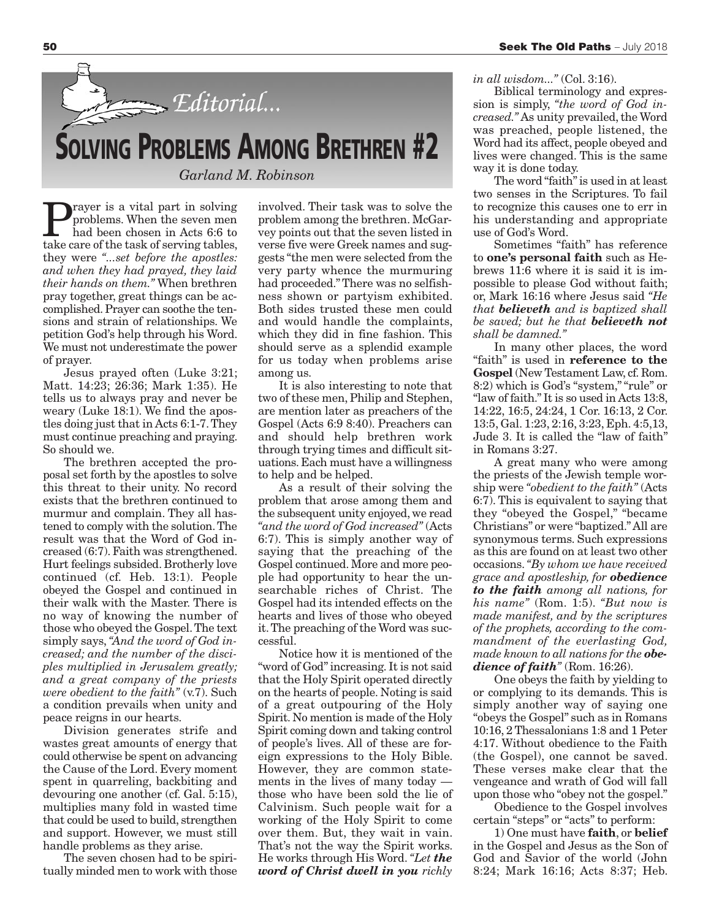*Editorial...*

# SOLVING PROBLEMS AMONG BRETHREN #2

*Garland M. Robinson*

Prayer is a vital part in solving problems. When the seven men had been chosen in Acts 6:6 to take care of the task of serving tables, they were *"...set before the apostles: and when they had prayed, they laid their hands on them."* When brethren pray together, great things can be accomplished. Prayer can soothe the tensions and strain of relationships. We petition God's help through his Word. We must not underestimate the power of prayer.

Jesus prayed often (Luke 3:21; Matt. 14:23; 26:36; Mark 1:35). He tells us to always pray and never be weary (Luke 18:1). We find the apostles doing just that in Acts 6:1-7. They must continue preaching and praying. So should we.

The brethren accepted the proposal set forth by the apostles to solve this threat to their unity. No record exists that the brethren continued to murmur and complain. They all hastened to comply with the solution. The result was that the Word of God increased (6:7). Faith was strengthened. Hurt feelings subsided. Brotherly love continued (cf. Heb. 13:1). People obeyed the Gospel and continued in their walk with the Master. There is no way of knowing the number of those who obeyed the Gospel. The text simply says, *"And the word of God increased; and the number of the disciples multiplied in Jerusalem greatly; and a great company of the priests were obedient to the faith"* (v.7). Such a condition prevails when unity and peace reigns in our hearts.

Division generates strife and wastes great amounts of energy that could otherwise be spent on advancing the Cause of the Lord. Every moment spent in quarreling, backbiting and devouring one another (cf. Gal. 5:15), multiplies many fold in wasted time that could be used to build, strengthen and support. However, we must still handle problems as they arise.

The seven chosen had to be spiritually minded men to work with those involved. Their task was to solve the problem among the brethren. McGarvey points out that the seven listed in verse five were Greek names and suggests "the men were selected from the very party whence the murmuring had proceeded." There was no selfishness shown or partyism exhibited. Both sides trusted these men could and would handle the complaints, which they did in fine fashion. This should serve as a splendid example for us today when problems arise among us.

It is also interesting to note that two of these men, Philip and Stephen, are mention later as preachers of the Gospel (Acts 6:9 8:40). Preachers can and should help brethren work through trying times and difficult situations. Each must have a willingness to help and be helped.

As a result of their solving the problem that arose among them and the subsequent unity enjoyed, we read *"and the word of God increased"* (Acts 6:7). This is simply another way of saying that the preaching of the Gospel continued. More and more people had opportunity to hear the unsearchable riches of Christ. The Gospel had its intended effects on the hearts and lives of those who obeyed it. The preaching of the Word was successful.

Notice how it is mentioned of the "word of God" increasing. It is not said that the Holy Spirit operated directly on the hearts of people. Noting is said of a great outpouring of the Holy Spirit. No mention is made of the Holy Spirit coming down and taking control of people's lives. All of these are foreign expressions to the Holy Bible. However, they are common statements in the lives of many today — those who have been sold the lie of Calvinism. Such people wait for a working of the Holy Spirit to come over them. But, they wait in vain. That's not the way the Spirit works. He works through His Word. *"Let **the word of Christ dwell in you** richly in all wisdom..."* (Col. 3:16).

Biblical terminology and expression is simply, *"the word of God increased."* As unity prevailed, the Word was preached, people listened, the Word had its affect, people obeyed and lives were changed. This is the same way it is done today.

The word "faith" is used in at least two senses in the Scriptures. To fail to recognize this causes one to err in his understanding and appropriate use of God's Word.

Sometimes "faith" has reference to **one's personal faith** such as Hebrews 11:6 where it is said it is impossible to please God without faith; or, Mark 16:16 where Jesus said *"He that **believeth** and is baptized shall be saved; but he that **believeth not** shall be damned."*

In many other places, the word "faith" is used in **reference to the Gospel** (New Testament Law, cf. Rom. 8:2) which is God's "system," "rule" or "law of faith." It is so used in Acts 13:8, 14:22, 16:5, 24:24, 1 Cor. 16:13, 2 Cor. 13:5, Gal. 1:23, 2:16, 3:23, Eph. 4:5,13, Jude 3. It is called the "law of faith" in Romans 3:27.

A great many who were among the priests of the Jewish temple worship were *"obedient to the faith"* (Acts 6:7). This is equivalent to saying that they "obeyed the Gospel," "became Christians" or were "baptized." All are synonymous terms. Such expressions as this are found on at least two other occasions. *"By whom we have received grace and apostleship, for **obedience to the faith** among all nations, for his name"* (Rom. 1:5). *"But now is made manifest, and by the scriptures of the prophets, according to the commandment of the everlasting God, made known to all nations for the **obedience of faith**"* (Rom. 16:26).

One obeys the faith by yielding to or complying to its demands. This is simply another way of saying one "obeys the Gospel" such as in Romans 10:16, 2 Thessalonians 1:8 and 1 Peter 4:17. Without obedience to the Faith (the Gospel), one cannot be saved. These verses make clear that the vengeance and wrath of God will fall upon those who "obey not the gospel."

Obedience to the Gospel involves certain "steps" or "acts" to perform:

1) One must have **faith**, or **belief** in the Gospel and Jesus as the Son of God and Savior of the world (John 8:24; Mark 16:16; Acts 8:37; Heb.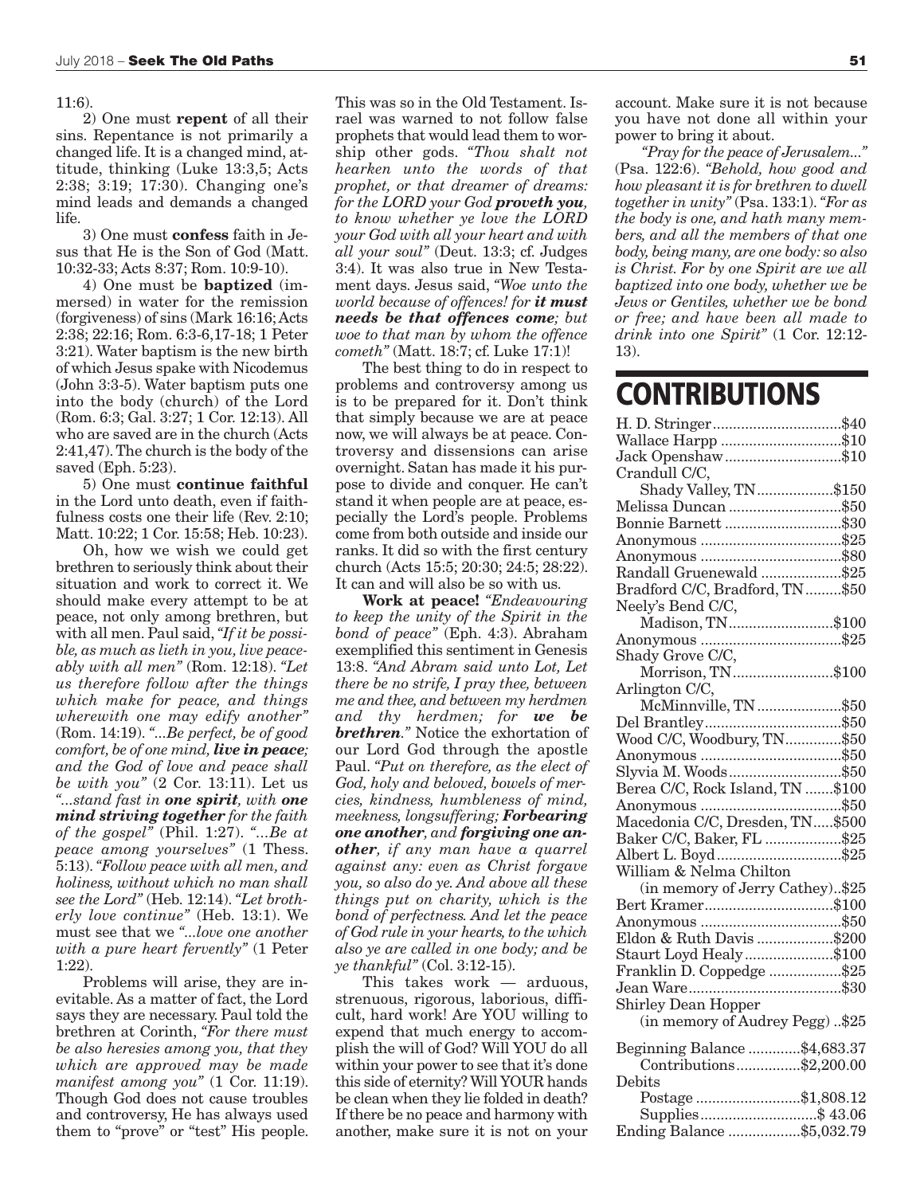11:6).

2) One must **repent** of all their sins. Repentance is not primarily a changed life. It is a changed mind, attitude, thinking (Luke 13:3,5; Acts 2:38; 3:19; 17:30). Changing one's mind leads and demands a changed life.

3) One must **confess** faith in Jesus that He is the Son of God (Matt. 10:32-33; Acts 8:37; Rom. 10:9-10).

4) One must be **baptized** (immersed) in water for the remission (forgiveness) of sins (Mark 16:16; Acts 2:38; 22:16; Rom. 6:3-6,17-18; 1 Peter 3:21). Water baptism is the new birth of which Jesus spake with Nicodemus (John 3:3-5). Water baptism puts one into the body (church) of the Lord (Rom. 6:3; Gal. 3:27; 1 Cor. 12:13). All who are saved are in the church (Acts 2:41,47). The church is the body of the saved (Eph. 5:23).

5) One must **continue faithful** in the Lord unto death, even if faithfulness costs one their life (Rev. 2:10; Matt. 10:22; 1 Cor. 15:58; Heb. 10:23).

Oh, how we wish we could get brethren to seriously think about their situation and work to correct it. We should make every attempt to be at peace, not only among brethren, but with all men. Paul said, *"If it be possible, as much as lieth in you, live peaceably with all men"* (Rom. 12:18). *"Let us therefore follow after the things which make for peace, and things wherewith one may edify another"* (Rom. 14:19). *"...Be perfect, be of good comfort, be of one mind, **live in peace**; and the God of love and peace shall be with you"* (2 Cor. 13:11). Let us *"...stand fast in **one spirit**, with **one mind striving together** for the faith of the gospel"* (Phil. 1:27). *"...Be at peace among yourselves"* (1 Thess. 5:13). *"Follow peace with all men, and holiness, without which no man shall see the Lord"* (Heb. 12:14). *"Let brotherly love continue"* (Heb. 13:1). We must see that we *"...love one another with a pure heart fervently"* (1 Peter 1:22).

Problems will arise, they are inevitable. As a matter of fact, the Lord says they are necessary. Paul told the brethren at Corinth, *"For there must be also heresies among you, that they which are approved may be made manifest among you"* (1 Cor. 11:19). Though God does not cause troubles and controversy, He has always used them to "prove" or "test" His people. This was so in the Old Testament. Israel was warned to not follow false prophets that would lead them to worship other gods. *"Thou shalt not hearken unto the words of that prophet, or that dreamer of dreams: for the LORD your God **proveth you**, to know whether ye love the LORD your God with all your heart and with all your soul"* (Deut. 13:3; cf. Judges 3:4). It was also true in New Testament days. Jesus said, *"Woe unto the world because of offences! for **it must needs be that offences come**; but woe to that man by whom the offence cometh"* (Matt. 18:7; cf. Luke 17:1)!

The best thing to do in respect to problems and controversy among us is to be prepared for it. Don't think that simply because we are at peace now, we will always be at peace. Controversy and dissensions can arise overnight. Satan has made it his purpose to divide and conquer. He can't stand it when people are at peace, especially the Lord's people. Problems come from both outside and inside our ranks. It did so with the first century church (Acts 15:5; 20:30; 24:5; 28:22). It can and will also be so with us.

**Work at peace!** *"Endeavouring to keep the unity of the Spirit in the bond of peace"* (Eph. 4:3). Abraham exemplified this sentiment in Genesis 13:8. *"And Abram said unto Lot, Let there be no strife, I pray thee, between me and thee, and between my herdmen and thy herdmen; for **we be brethren**."* Notice the exhortation of our Lord God through the apostle Paul. *"Put on therefore, as the elect of God, holy and beloved, bowels of mercies, kindness, humbleness of mind, meekness, longsuffering; **Forbearing one another**, and **forgiving one another**, if any man have a quarrel against any: even as Christ forgave you, so also do ye. And above all these things put on charity, which is the bond of perfectness. And let the peace of God rule in your hearts, to the which also ye are called in one body; and be ye thankful"* (Col. 3:12-15).

This takes work — arduous, strenuous, rigorous, laborious, difficult, hard work! Are YOU willing to expend that much energy to accomplish the will of God? Will YOU do all within your power to see that it's done this side of eternity? Will YOUR hands be clean when they lie folded in death? If there be no peace and harmony with another, make sure it is not on your account. Make sure it is not because you have not done all within your power to bring it about.

*"Pray for the peace of Jerusalem..."* (Psa. 122:6). *"Behold, how good and how pleasant it is for brethren to dwell together in unity"* (Psa. 133:1). *"For as the body is one, and hath many members, and all the members of that one body, being many, are one body: so also is Christ. For by one Spirit are we all baptized into one body, whether we be Jews or Gentiles, whether we be bond or free; and have been all made to drink into one Spirit"* (1 Cor. 12:12-13).

# CONTRIBUTIONS

| | |
|---|---|
| H. D. Stringer | $40 |
| Wallace Harpp | $10 |
| Jack Openshaw | $10 |
| Crandull C/C, Shady Valley, TN | $150 |
| Melissa Duncan | $50 |
| Bonnie Barnett | $30 |
| Anonymous | $25 |
| Anonymous | $80 |
| Randall Gruenewald | $25 |
| Bradford C/C, Bradford, TN | $50 |
| Neely's Bend C/C, Madison, TN | $100 |
| Anonymous | $25 |
| Shady Grove C/C, Morrison, TN | $100 |
| Arlington C/C, McMinnville, TN | $50 |
| Del Brantley | $50 |
| Wood C/C, Woodbury, TN | $50 |
| Anonymous | $50 |
| Slyvia M. Woods | $50 |
| Berea C/C, Rock Island, TN | $100 |
| Anonymous | $50 |
| Macedonia C/C, Dresden, TN | $500 |
| Baker C/C, Baker, FL | $25 |
| Albert L. Boyd | $25 |
| William & Nelma Chilton (in memory of Jerry Cathey) | $25 |
| Bert Kramer | $100 |
| Anonymous | $50 |
| Eldon & Ruth Davis | $200 |
| Staurt Loyd Healy | $100 |
| Franklin D. Coppedge | $25 |
| Jean Ware | $30 |
| Shirley Dean Hopper (in memory of Audrey Pegg) | $25 |

| | |
|---|---|
| Beginning Balance | $4,683.37 |
| Contributions | $2,200.00 |
| Debits | |
| Postage | $1,808.12 |
| Supplies | $ 43.06 |
| Ending Balance | $5,032.79 |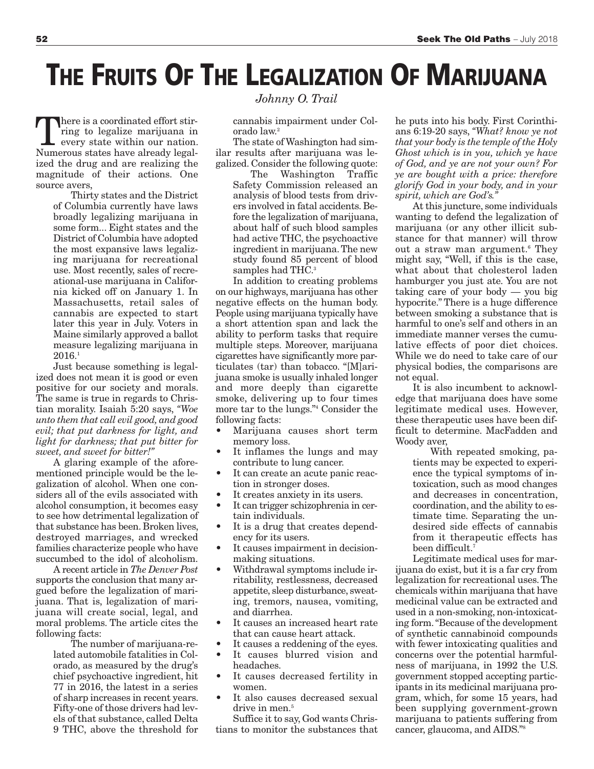# THE FRUITS OF THE LEGALIZATION OF MARIJUANA

*Johnny O. Trail*

There is a coordinated effort stirring to legalize marijuana in every state within our nation. Numerous states have already legalized the drug and are realizing the magnitude of their actions. One source avers,

> Thirty states and the District of Columbia currently have laws broadly legalizing marijuana in some form... Eight states and the District of Columbia have adopted the most expansive laws legalizing marijuana for recreational use. Most recently, sales of recreational-use marijuana in California kicked off on January 1. In Massachusetts, retail sales of cannabis are expected to start later this year in July. Voters in Maine similarly approved a ballot measure legalizing marijuana in 2016.[1]

Just because something is legalized does not mean it is good or even positive for our society and morals. The same is true in regards to Christian morality. Isaiah 5:20 says, *"Woe unto them that call evil good, and good evil; that put darkness for light, and light for darkness; that put bitter for sweet, and sweet for bitter!"*

A glaring example of the aforementioned principle would be the legalization of alcohol. When one considers all of the evils associated with alcohol consumption, it becomes easy to see how detrimental legalization of that substance has been. Broken lives, destroyed marriages, and wrecked families characterize people who have succumbed to the idol of alcoholism.

A recent article in *The Denver Post* supports the conclusion that many argued before the legalization of marijuana. That is, legalization of marijuana will create social, legal, and moral problems. The article cites the following facts:

> The number of marijuana-related automobile fatalities in Colorado, as measured by the drug's chief psychoactive ingredient, hit 77 in 2016, the latest in a series of sharp increases in recent years. Fifty-one of those drivers had levels of that substance, called Delta 9 THC, above the threshold for cannabis impairment under Colorado law.[2]

The state of Washington had similar results after marijuana was legalized. Consider the following quote:

> The Washington Traffic Safety Commission released an analysis of blood tests from drivers involved in fatal accidents. Before the legalization of marijuana, about half of such blood samples had active THC, the psychoactive ingredient in marijuana. The new study found 85 percent of blood samples had THC.[3]

In addition to creating problems on our highways, marijuana has other negative effects on the human body. People using marijuana typically have a short attention span and lack the ability to perform tasks that require multiple steps. Moreover, marijuana cigarettes have significantly more particulates (tar) than tobacco. "[M]arijuana smoke is usually inhaled longer and more deeply than cigarette smoke, delivering up to four times more tar to the lungs."[4] Consider the following facts:

- Marijuana causes short term memory loss.
- It inflames the lungs and may contribute to lung cancer.
- It can create an acute panic reaction in stronger doses.
- It creates anxiety in its users.
- It can trigger schizophrenia in certain individuals.
- It is a drug that creates dependency for its users.
- It causes impairment in decision-making situations.
- Withdrawal symptoms include irritability, restlessness, decreased appetite, sleep disturbance, sweating, tremors, nausea, vomiting, and diarrhea.
- It causes an increased heart rate that can cause heart attack.
- It causes a reddening of the eyes.
- It causes blurred vision and headaches.
- It causes decreased fertility in women.
- It also causes decreased sexual drive in men.[5]

Suffice it to say, God wants Christians to monitor the substances that he puts into his body. First Corinthians 6:19-20 says, *"What? know ye not that your body is the temple of the Holy Ghost which is in you, which ye have of God, and ye are not your own? For ye are bought with a price: therefore glorify God in your body, and in your spirit, which are God's."*

At this juncture, some individuals wanting to defend the legalization of marijuana (or any other illicit substance for that manner) will throw out a straw man argument.[6] They might say, "Well, if this is the case, what about that cholesterol laden hamburger you just ate. You are not taking care of your body — you big hypocrite." There is a huge difference between smoking a substance that is harmful to one's self and others in an immediate manner verses the cumulative effects of poor diet choices. While we do need to take care of our physical bodies, the comparisons are not equal.

It is also incumbent to acknowledge that marijuana does have some legitimate medical uses. However, these therapeutic uses have been difficult to determine. MacFadden and Woody aver,

> With repeated smoking, patients may be expected to experience the typical symptoms of intoxication, such as mood changes and decreases in concentration, coordination, and the ability to estimate time. Separating the undesired side effects of cannabis from it therapeutic effects has been difficult.[7]

Legitimate medical uses for marijuana do exist, but it is a far cry from legalization for recreational uses. The chemicals within marijuana that have medicinal value can be extracted and used in a non-smoking, non-intoxicating form. "Because of the development of synthetic cannabinoid compounds with fewer intoxicating qualities and concerns over the potential harmfulness of marijuana, in 1992 the U.S. government stopped accepting participants in its medicinal marijuana program, which, for some 15 years, had been supplying government-grown marijuana to patients suffering from cancer, glaucoma, and AIDS."[8]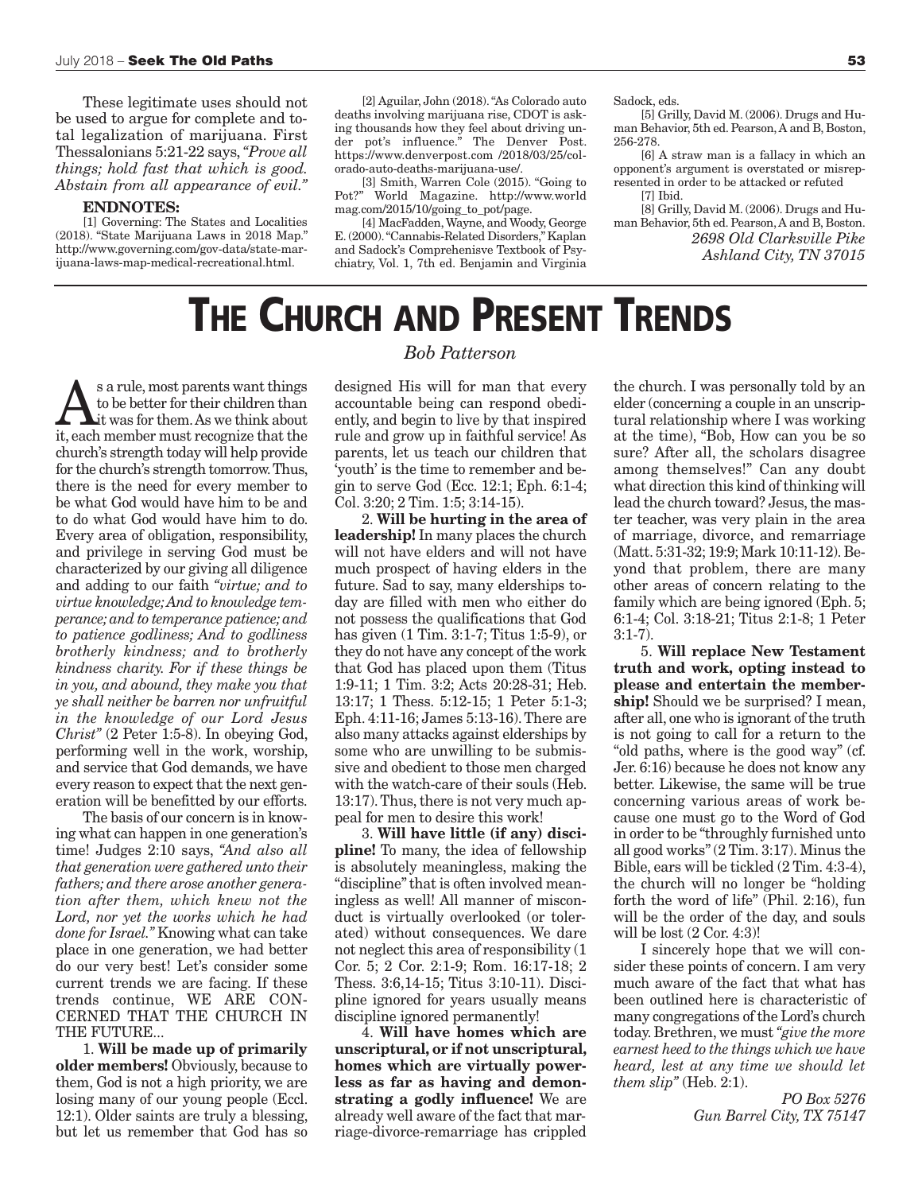These legitimate uses should not be used to argue for complete and total legalization of marijuana. First Thessalonians 5:21-22 says, *"Prove all things; hold fast that which is good. Abstain from all appearance of evil."*

**ENDNOTES:**

[1] Governing: The States and Localities (2018). "State Marijuana Laws in 2018 Map." http://www.governing.com/gov-data/state-marijuana-laws-map-medical-recreational.html.

[2] Aguilar, John (2018). "As Colorado auto deaths involving marijuana rise, CDOT is asking thousands how they feel about driving under pot's influence." The Denver Post. https://www.denverpost.com /2018/03/25/colorado-auto-deaths-marijuana-use/.

[3] Smith, Warren Cole (2015). "Going to Pot?" World Magazine. http://www.worldmag.com/2015/10/going_to_pot/page.

[4] MacFadden, Wayne, and Woody, George E. (2000). "Cannabis-Related Disorders," Kaplan and Sadock's Comprehenisve Textbook of Psychiatry, Vol. 1, 7th ed. Benjamin and Virginia Sadock, eds.

[5] Grilly, David M. (2006). Drugs and Human Behavior, 5th ed. Pearson, A and B, Boston, 256-278.

[6] A straw man is a fallacy in which an opponent's argument is overstated or misrepresented in order to be attacked or refuted

[7] Ibid.

[8] Grilly, David M. (2006). Drugs and Human Behavior, 5th ed. Pearson, A and B, Boston.

*2698 Old Clarksville Pike*
*Ashland City, TN 37015*

# THE CHURCH AND PRESENT TRENDS

*Bob Patterson*

As a rule, most parents want things to be better for their children than it was for them. As we think about it, each member must recognize that the church's strength today will help provide for the church's strength tomorrow. Thus, there is the need for every member to be what God would have him to be and to do what God would have him to do. Every area of obligation, responsibility, and privilege in serving God must be characterized by our giving all diligence and adding to our faith *"virtue; and to virtue knowledge; And to knowledge temperance; and to temperance patience; and to patience godliness; And to godliness brotherly kindness; and to brotherly kindness charity. For if these things be in you, and abound, they make you that ye shall neither be barren nor unfruitful in the knowledge of our Lord Jesus Christ"* (2 Peter 1:5-8). In obeying God, performing well in the work, worship, and service that God demands, we have every reason to expect that the next generation will be benefitted by our efforts.

The basis of our concern is in knowing what can happen in one generation's time! Judges 2:10 says, *"And also all that generation were gathered unto their fathers; and there arose another generation after them, which knew not the Lord, nor yet the works which he had done for Israel."* Knowing what can take place in one generation, we had better do our very best! Let's consider some current trends we are facing. If these trends continue, WE ARE CONCERNED THAT THE CHURCH IN THE FUTURE...

1. **Will be made up of primarily older members!** Obviously, because to them, God is not a high priority, we are losing many of our young people (Eccl. 12:1). Older saints are truly a blessing, but let us remember that God has so designed His will for man that every accountable being can respond obediently, and begin to live by that inspired rule and grow up in faithful service! As parents, let us teach our children that 'youth' is the time to remember and begin to serve God (Ecc. 12:1; Eph. 6:1-4; Col. 3:20; 2 Tim. 1:5; 3:14-15).

2. **Will be hurting in the area of leadership!** In many places the church will not have elders and will not have much prospect of having elders in the future. Sad to say, many elderships today are filled with men who either do not possess the qualifications that God has given (1 Tim. 3:1-7; Titus 1:5-9), or they do not have any concept of the work that God has placed upon them (Titus 1:9-11; 1 Tim. 3:2; Acts 20:28-31; Heb. 13:17; 1 Thess. 5:12-15; 1 Peter 5:1-3; Eph. 4:11-16; James 5:13-16). There are also many attacks against elderships by some who are unwilling to be submissive and obedient to those men charged with the watch-care of their souls (Heb. 13:17). Thus, there is not very much appeal for men to desire this work!

3. **Will have little (if any) discipline!** To many, the idea of fellowship is absolutely meaningless, making the "discipline" that is often involved meaningless as well! All manner of misconduct is virtually overlooked (or tolerated) without consequences. We dare not neglect this area of responsibility (1 Cor. 5; 2 Cor. 2:1-9; Rom. 16:17-18; 2 Thess. 3:6,14-15; Titus 3:10-11). Discipline ignored for years usually means discipline ignored permanently!

4. **Will have homes which are unscriptural, or if not unscriptural, homes which are virtually powerless as far as having and demonstrating a godly influence!** We are already well aware of the fact that marriage-divorce-remarriage has crippled the church. I was personally told by an elder (concerning a couple in an unscriptural relationship where I was working at the time), "Bob, How can you be so sure? After all, the scholars disagree among themselves!" Can any doubt what direction this kind of thinking will lead the church toward? Jesus, the master teacher, was very plain in the area of marriage, divorce, and remarriage (Matt. 5:31-32; 19:9; Mark 10:11-12). Beyond that problem, there are many other areas of concern relating to the family which are being ignored (Eph. 5; 6:1-4; Col. 3:18-21; Titus 2:1-8; 1 Peter 3:1-7).

5. **Will replace New Testament truth and work, opting instead to please and entertain the membership!** Should we be surprised? I mean, after all, one who is ignorant of the truth is not going to call for a return to the "old paths, where is the good way" (cf. Jer. 6:16) because he does not know any better. Likewise, the same will be true concerning various areas of work because one must go to the Word of God in order to be "throughly furnished unto all good works" (2 Tim. 3:17). Minus the Bible, ears will be tickled (2 Tim. 4:3-4), the church will no longer be "holding forth the word of life" (Phil. 2:16), fun will be the order of the day, and souls will be lost (2 Cor. 4:3)!

I sincerely hope that we will consider these points of concern. I am very much aware of the fact that what has been outlined here is characteristic of many congregations of the Lord's church today. Brethren, we must *"give the more earnest heed to the things which we have heard, lest at any time we should let them slip"* (Heb. 2:1).

*PO Box 5276*
*Gun Barrel City, TX 75147*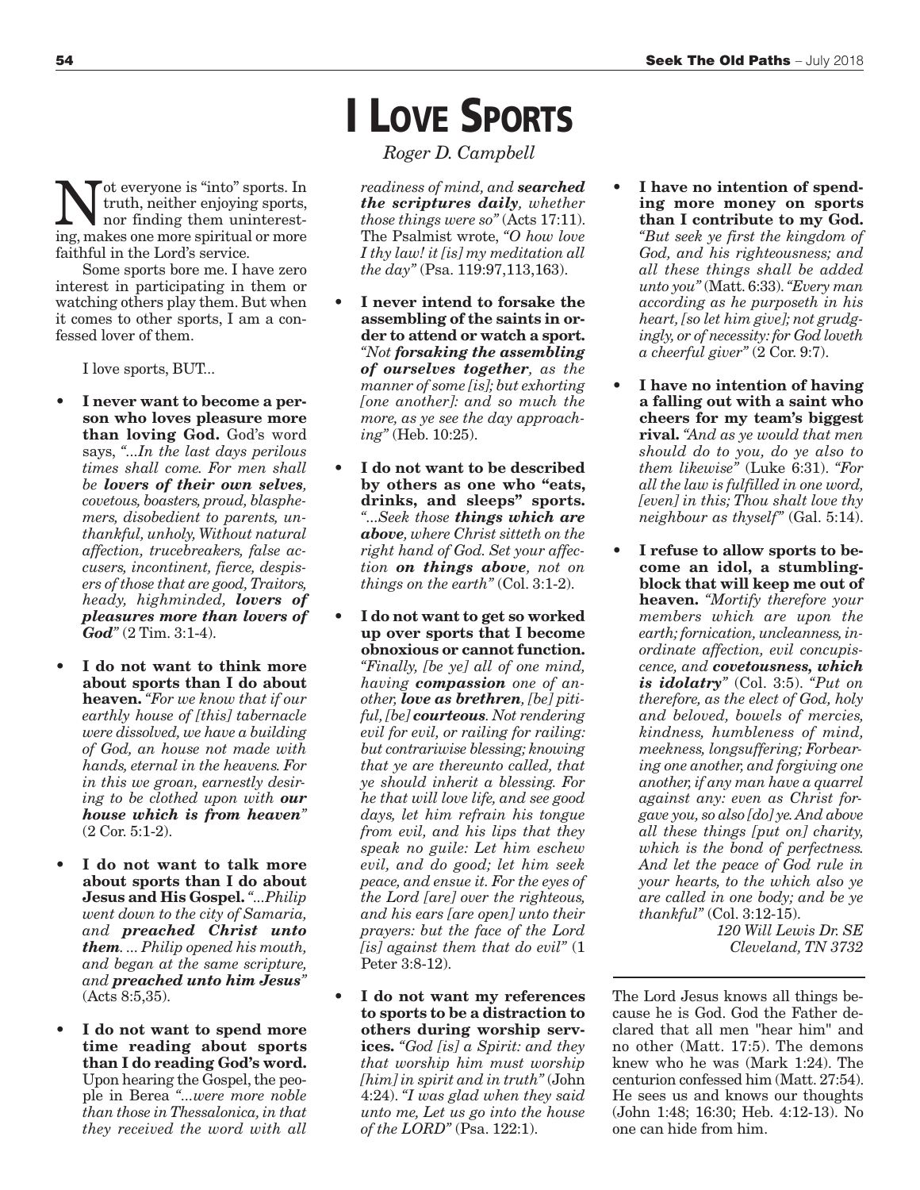# I Love Sports

*Roger D. Campbell*

Not everyone is "into" sports. In truth, neither enjoying sports, nor finding them uninteresting, makes one more spiritual or more faithful in the Lord's service.

Some sports bore me. I have zero interest in participating in them or watching others play them. But when it comes to other sports, I am a confessed lover of them.

I love sports, BUT...

- **I never want to become a person who loves pleasure more than loving God.** God's word says, *"...In the last days perilous times shall come. For men shall be **lovers of their own selves**, covetous, boasters, proud, blasphemers, disobedient to parents, unthankful, unholy, Without natural affection, trucebreakers, false accusers, incontinent, fierce, despisers of those that are good, Traitors, heady, highminded, **lovers of pleasures more than lovers of God**"* (2 Tim. 3:1-4).

- **I do not want to think more about sports than I do about heaven.** *"For we know that if our earthly house of [this] tabernacle were dissolved, we have a building of God, an house not made with hands, eternal in the heavens. For in this we groan, earnestly desiring to be clothed upon with **our house which is from heaven**"* (2 Cor. 5:1-2).

- **I do not want to talk more about sports than I do about Jesus and His Gospel.** *"...Philip went down to the city of Samaria, and **preached Christ unto them**. ... Philip opened his mouth, and began at the same scripture, and **preached unto him Jesus**"* (Acts 8:5,35).

- **I do not want to spend more time reading about sports than I do reading God's word.** Upon hearing the Gospel, the people in Berea *"...were more noble than those in Thessalonica, in that they received the word with all readiness of mind, and **searched the scriptures daily**, whether those things were so"* (Acts 17:11). The Psalmist wrote, *"O how love I thy law! it [is] my meditation all the day"* (Psa. 119:97,113,163).

- **I never intend to forsake the assembling of the saints in order to attend or watch a sport.** *"Not **forsaking the assembling of ourselves together**, as the manner of some [is]; but exhorting [one another]: and so much the more, as ye see the day approaching"* (Heb. 10:25).

- **I do not want to be described by others as one who "eats, drinks, and sleeps" sports.** *"...Seek those **things which are above**, where Christ sitteth on the right hand of God. Set your affection **on things above**, not on things on the earth"* (Col. 3:1-2).

- **I do not want to get so worked up over sports that I become obnoxious or cannot function.** *"Finally, [be ye] all of one mind, having **compassion** one of another, **love as brethren**, [be] pitiful, [be] **courteous**. Not rendering evil for evil, or railing for railing: but contrariwise blessing; knowing that ye are thereunto called, that ye should inherit a blessing. For he that will love life, and see good days, let him refrain his tongue from evil, and his lips that they speak no guile: Let him eschew evil, and do good; let him seek peace, and ensue it. For the eyes of the Lord [are] over the righteous, and his ears [are open] unto their prayers: but the face of the Lord [is] against them that do evil"* (1 Peter 3:8-12).

- **I do not want my references to sports to be a distraction to others during worship services.** *"God [is] a Spirit: and they that worship him must worship [him] in spirit and in truth"* (John 4:24). *"I was glad when they said unto me, Let us go into the house of the LORD"* (Psa. 122:1).

- **I have no intention of spending more money on sports than I contribute to my God.** *"But seek ye first the kingdom of God, and his righteousness; and all these things shall be added unto you"* (Matt. 6:33). *"Every man according as he purposeth in his heart, [so let him give]; not grudgingly, or of necessity: for God loveth a cheerful giver"* (2 Cor. 9:7).

- **I have no intention of having a falling out with a saint who cheers for my team's biggest rival.** *"And as ye would that men should do to you, do ye also to them likewise"* (Luke 6:31). *"For all the law is fulfilled in one word, [even] in this; Thou shalt love thy neighbour as thyself"* (Gal. 5:14).

- **I refuse to allow sports to become an idol, a stumbling-block that will keep me out of heaven.** *"Mortify therefore your members which are upon the earth; fornication, uncleanness, inordinate affection, evil concupiscence, and **covetousness, which is idolatry**"* (Col. 3:5). *"Put on therefore, as the elect of God, holy and beloved, bowels of mercies, kindness, humbleness of mind, meekness, longsuffering; Forbearing one another, and forgiving one another, if any man have a quarrel against any: even as Christ forgave you, so also [do] ye. And above all these things [put on] charity, which is the bond of perfectness. And let the peace of God rule in your hearts, to the which also ye are called in one body; and be ye thankful"* (Col. 3:12-15).

*120 Will Lewis Dr. SE*
*Cleveland, TN 3732*

---

The Lord Jesus knows all things because he is God. God the Father declared that all men "hear him" and no other (Matt. 17:5). The demons knew who he was (Mark 1:24). The centurion confessed him (Matt. 27:54). He sees us and knows our thoughts (John 1:48; 16:30; Heb. 4:12-13). No one can hide from him.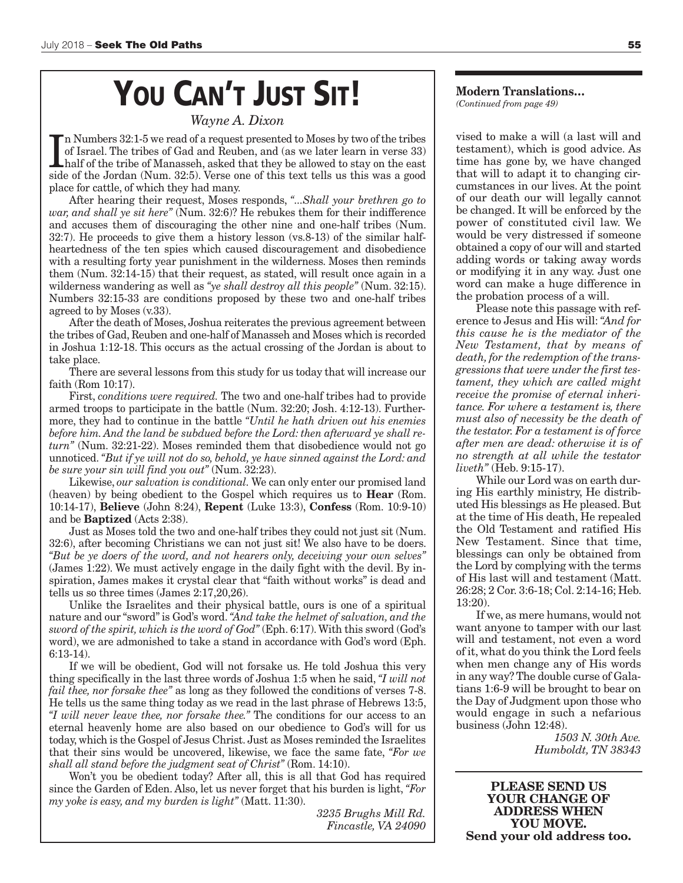# You Can't Just Sit!

*Wayne A. Dixon*

In Numbers 32:1-5 we read of a request presented to Moses by two of the tribes of Israel. The tribes of Gad and Reuben, and (as we later learn in verse 33) half of the tribe of Manasseh, asked that they be allowed to stay on the east side of the Jordan (Num. 32:5). Verse one of this text tells us this was a good place for cattle, of which they had many.

After hearing their request, Moses responds, *"...Shall your brethren go to war, and shall ye sit here"* (Num. 32:6)? He rebukes them for their indifference and accuses them of discouraging the other nine and one-half tribes (Num. 32:7). He proceeds to give them a history lesson (vs.8-13) of the similar half-heartedness of the ten spies which caused discouragement and disobedience with a resulting forty year punishment in the wilderness. Moses then reminds them (Num. 32:14-15) that their request, as stated, will result once again in a wilderness wandering as well as *"ye shall destroy all this people"* (Num. 32:15). Numbers 32:15-33 are conditions proposed by these two and one-half tribes agreed to by Moses (v.33).

After the death of Moses, Joshua reiterates the previous agreement between the tribes of Gad, Reuben and one-half of Manasseh and Moses which is recorded in Joshua 1:12-18. This occurs as the actual crossing of the Jordan is about to take place.

There are several lessons from this study for us today that will increase our faith (Rom 10:17).

First, *conditions were required.* The two and one-half tribes had to provide armed troops to participate in the battle (Num. 32:20; Josh. 4:12-13). Furthermore, they had to continue in the battle *"Until he hath driven out his enemies before him. And the land be subdued before the Lord: then afterward ye shall return"* (Num. 32:21-22). Moses reminded them that disobedience would not go unnoticed. *"But if ye will not do so, behold, ye have sinned against the Lord: and be sure your sin will find you out"* (Num. 32:23).

Likewise, *our salvation is conditional.* We can only enter our promised land (heaven) by being obedient to the Gospel which requires us to **Hear** (Rom. 10:14-17), **Believe** (John 8:24), **Repent** (Luke 13:3), **Confess** (Rom. 10:9-10) and be **Baptized** (Acts 2:38).

Just as Moses told the two and one-half tribes they could not just sit (Num. 32:6), after becoming Christians we can not just sit! We also have to be doers. *"But be ye doers of the word, and not hearers only, deceiving your own selves"* (James 1:22). We must actively engage in the daily fight with the devil. By inspiration, James makes it crystal clear that "faith without works" is dead and tells us so three times (James 2:17,20,26).

Unlike the Israelites and their physical battle, ours is one of a spiritual nature and our "sword" is God's word. *"And take the helmet of salvation, and the sword of the spirit, which is the word of God"* (Eph. 6:17). With this sword (God's word), we are admonished to take a stand in accordance with God's word (Eph. 6:13-14).

If we will be obedient, God will not forsake us. He told Joshua this very thing specifically in the last three words of Joshua 1:5 when he said, *"I will not fail thee, nor forsake thee"* as long as they followed the conditions of verses 7-8. He tells us the same thing today as we read in the last phrase of Hebrews 13:5, *"I will never leave thee, nor forsake thee."* The conditions for our access to an eternal heavenly home are also based on our obedience to God's will for us today, which is the Gospel of Jesus Christ. Just as Moses reminded the Israelites that their sins would be uncovered, likewise, we face the same fate, *"For we shall all stand before the judgment seat of Christ"* (Rom. 14:10).

Won't you be obedient today? After all, this is all that God has required since the Garden of Eden. Also, let us never forget that his burden is light, *"For my yoke is easy, and my burden is light"* (Matt. 11:30).

*3235 Brughs Mill Rd.*
*Fincastle, VA 24090*

---

**Modern Translations...**
*(Continued from page 49)*

vised to make a will (a last will and testament), which is good advice. As time has gone by, we have changed that will to adapt it to changing circumstances in our lives. At the point of our death our will legally cannot be changed. It will be enforced by the power of constituted civil law. We would be very distressed if someone obtained a copy of our will and started adding words or taking away words or modifying it in any way. Just one word can make a huge difference in the probation process of a will.

Please note this passage with reference to Jesus and His will: *"And for this cause he is the mediator of the New Testament, that by means of death, for the redemption of the transgressions that were under the first testament, they which are called might receive the promise of eternal inheritance. For where a testament is, there must also of necessity be the death of the testator. For a testament is of force after men are dead: otherwise it is of no strength at all while the testator liveth"* (Heb. 9:15-17).

While our Lord was on earth during His earthly ministry, He distributed His blessings as He pleased. But at the time of His death, He repealed the Old Testament and ratified His New Testament. Since that time, blessings can only be obtained from the Lord by complying with the terms of His last will and testament (Matt. 26:28; 2 Cor. 3:6-18; Col. 2:14-16; Heb. 13:20).

If we, as mere humans, would not want anyone to tamper with our last will and testament, not even a word of it, what do you think the Lord feels when men change any of His words in any way? The double curse of Galatians 1:6-9 will be brought to bear on the Day of Judgment upon those who would engage in such a nefarious business (John 12:48).

*1503 N. 30th Ave.*
*Humboldt, TN 38343*

---

**PLEASE SEND US YOUR CHANGE OF ADDRESS WHEN YOU MOVE.**
**Send your old address too.**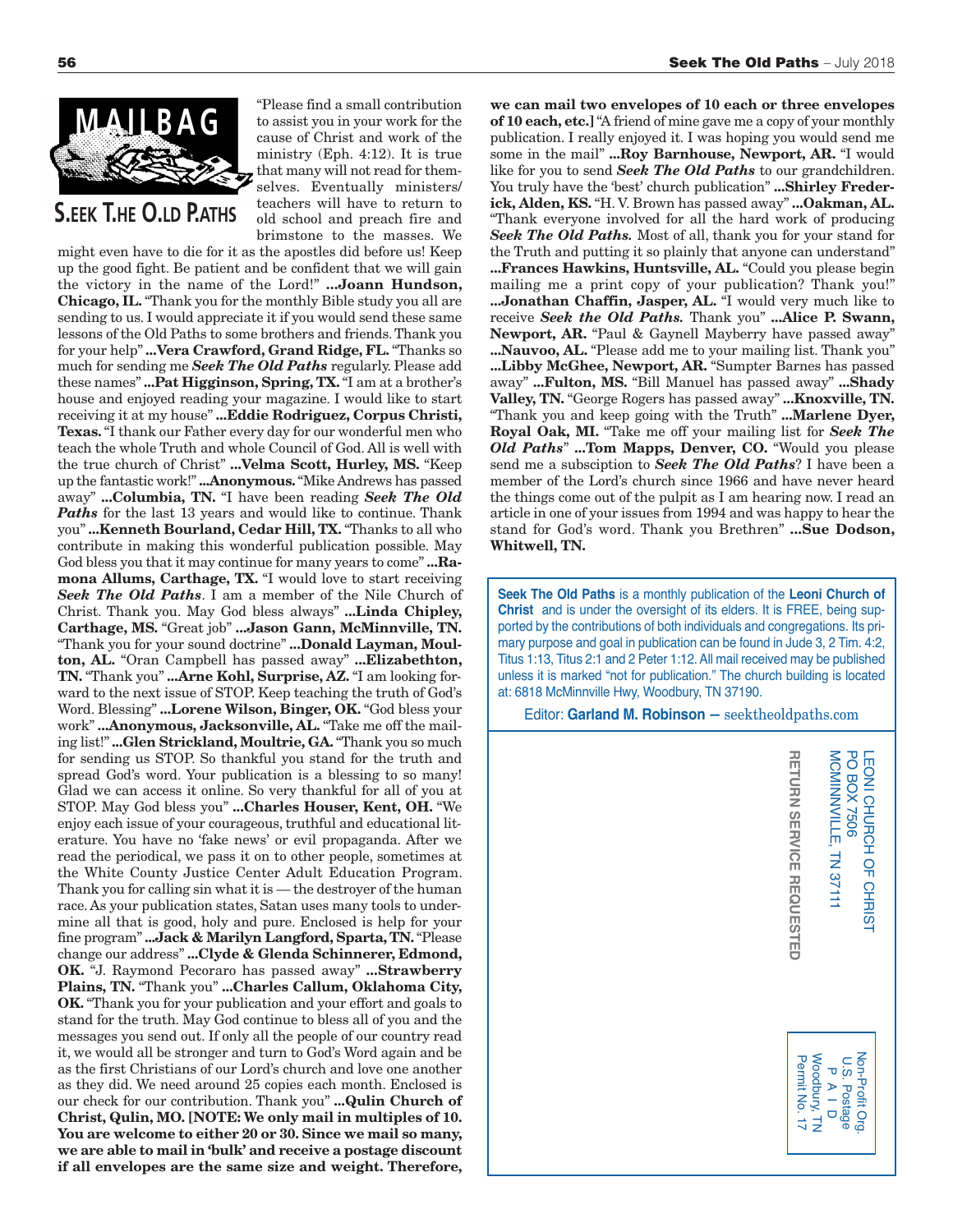# MAILBAG

## S.EEK T.HE O.LD P.ATHS

"Please find a small contribution to assist you in your work for the cause of Christ and work of the ministry (Eph. 4:12). It is true that many will not read for themselves. Eventually ministers/teachers will have to return to old school and preach fire and brimstone to the masses. We might even have to die for it as the apostles did before us! Keep up the good fight. Be patient and be confident that we will gain the victory in the name of the Lord!" **...Joann Hundson, Chicago, IL.** "Thank you for the monthly Bible study you all are sending to us. I would appreciate it if you would send these same lessons of the Old Paths to some brothers and friends. Thank you for your help" **...Vera Crawford, Grand Ridge, FL.** "Thanks so much for sending me ***Seek The Old Paths*** regularly. Please add these names" **...Pat Higginson, Spring, TX.** "I am at a brother's house and enjoyed reading your magazine. I would like to start receiving it at my house" **...Eddie Rodriguez, Corpus Christi, Texas.** "I thank our Father every day for our wonderful men who teach the whole Truth and whole Council of God. All is well with the true church of Christ" **...Velma Scott, Hurley, MS.** "Keep up the fantastic work!" **...Anonymous.** "Mike Andrews has passed away" **...Columbia, TN.** "I have been reading ***Seek The Old Paths*** for the last 13 years and would like to continue. Thank you" **...Kenneth Bourland, Cedar Hill, TX.** "Thanks to all who contribute in making this wonderful publication possible. May God bless you that it may continue for many years to come" **...Ramona Allums, Carthage, TX.** "I would love to start receiving ***Seek The Old Paths***. I am a member of the Nile Church of Christ. Thank you. May God bless always" **...Linda Chipley, Carthage, MS.** "Great job" **...Jason Gann, McMinnville, TN.** "Thank you for your sound doctrine" **...Donald Layman, Moulton, AL.** "Oran Campbell has passed away" **...Elizabethton, TN.** "Thank you" **...Arne Kohl, Surprise, AZ.** "I am looking forward to the next issue of STOP. Keep teaching the truth of God's Word. Blessing" **...Lorene Wilson, Binger, OK.** "God bless your work" **...Anonymous, Jacksonville, AL.** "Take me off the mailing list!" **...Glen Strickland, Moultrie, GA.** "Thank you so much for sending us STOP. So thankful you stand for the truth and spread God's word. Your publication is a blessing to so many! Glad we can access it online. So very thankful for all of you at STOP. May God bless you" **...Charles Houser, Kent, OH.** "We enjoy each issue of your courageous, truthful and educational literature. You have no 'fake news' or evil propaganda. After we read the periodical, we pass it on to other people, sometimes at the White County Justice Center Adult Education Program. Thank you for calling sin what it is — the destroyer of the human race. As your publication states, Satan uses many tools to undermine all that is good, holy and pure. Enclosed is help for your fine program" **...Jack & Marilyn Langford, Sparta, TN.** "Please change our address" **...Clyde & Glenda Schinnerer, Edmond, OK.** "J. Raymond Pecoraro has passed away" **...Strawberry Plains, TN.** "Thank you" **...Charles Callum, Oklahoma City, OK.** "Thank you for your publication and your effort and goals to stand for the truth. May God continue to bless all of you and the messages you send out. If only all the people of our country read it, we would all be stronger and turn to God's Word again and be as the first Christians of our Lord's church and love one another as they did. We need around 25 copies each month. Enclosed is our check for our contribution. Thank you" **...Qulin Church of Christ, Qulin, MO. [NOTE: We only mail in multiples of 10. You are welcome to either 20 or 30. Since we mail so many, we are able to mail in 'bulk' and receive a postage discount if all envelopes are the same size and weight. Therefore, we can mail two envelopes of 10 each or three envelopes of 10 each, etc.]** "A friend of mine gave me a copy of your monthly publication. I really enjoyed it. I was hoping you would send me some in the mail" **...Roy Barnhouse, Newport, AR.** "I would like for you to send ***Seek The Old Paths*** to our grandchildren. You truly have the 'best' church publication" **...Shirley Frederick, Alden, KS.** "H. V. Brown has passed away" **...Oakman, AL.** "Thank everyone involved for all the hard work of producing ***Seek The Old Paths.*** Most of all, thank you for your stand for the Truth and putting it so plainly that anyone can understand" **...Frances Hawkins, Huntsville, AL.** "Could you please begin mailing me a print copy of your publication? Thank you!" **...Jonathan Chaffin, Jasper, AL.** "I would very much like to receive ***Seek the Old Paths.*** Thank you" **...Alice P. Swann, Newport, AR.** "Paul & Gaynell Mayberry have passed away" **...Nauvoo, AL.** "Please add me to your mailing list. Thank you" **...Libby McGhee, Newport, AR.** "Sumpter Barnes has passed away" **...Fulton, MS.** "Bill Manuel has passed away" **...Shady Valley, TN.** "George Rogers has passed away" **...Knoxville, TN.** "Thank you and keep going with the Truth" **...Marlene Dyer, Royal Oak, MI.** "Take me off your mailing list for ***Seek The Old Paths***" **...Tom Mapps, Denver, CO.** "Would you please send me a subsciption to ***Seek The Old Paths***? I have been a member of the Lord's church since 1966 and have never heard the things come out of the pulpit as I am hearing now. I read an article in one of your issues from 1994 and was happy to hear the stand for God's word. Thank you Brethren" **...Sue Dodson, Whitwell, TN.**

**Seek The Old Paths** is a monthly publication of the **Leoni Church of Christ** and is under the oversight of its elders. It is FREE, being supported by the contributions of both individuals and congregations. Its primary purpose and goal in publication can be found in Jude 3, 2 Tim. 4:2, Titus 1:13, Titus 2:1 and 2 Peter 1:12. All mail received may be published unless it is marked "not for publication." The church building is located at: 6818 McMinnville Hwy, Woodbury, TN 37190.

Editor: **Garland M. Robinson —** seektheoldpaths.com

LEONI CHURCH OF CHRIST
PO BOX 7506
MCMINNVILLE, TN 37111

RETURN SERVICE REQUESTED

Non-Profit Org.
U.S. Postage
P A I D
Woodbury, TN
Permit No. 17